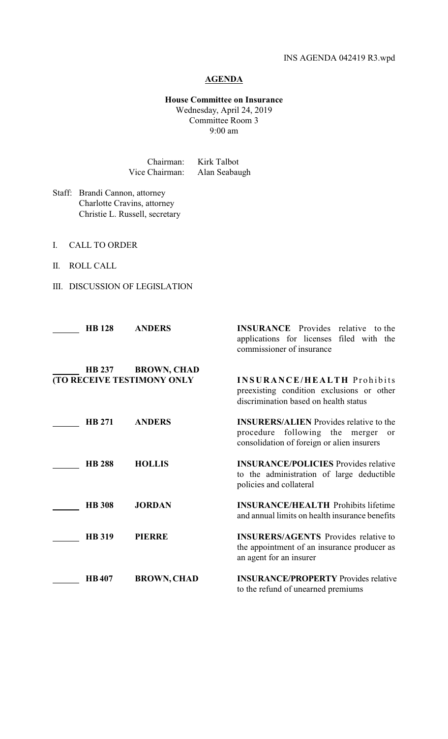INS AGENDA 042419 R3.wpd

# AGENDA

**House Committee on Insurance**
Wednesday, April 24, 2019
Committee Room 3
9:00 am

Chairman: Kirk Talbot
Vice Chairman: Alan Seabaugh

Staff: Brandi Cannon, attorney
Charlotte Cravins, attorney
Christie L. Russell, secretary

I. CALL TO ORDER

II. ROLL CALL

III. DISCUSSION OF LEGISLATION

| | Bill | Author | Description |
|---|---|---|---|
| ______ | **HB 128** | **ANDERS** | **INSURANCE** Provides relative to the applications for licenses filed with the commissioner of insurance |
| ______ | **HB 237** | **BROWN, CHAD** **(TO RECEIVE TESTIMONY ONLY** | **INSURANCE/HEALTH** Prohibits preexisting condition exclusions or other discrimination based on health status |
| ______ | **HB 271** | **ANDERS** | **INSURERS/ALIEN** Provides relative to the procedure following the merger or consolidation of foreign or alien insurers |
| ______ | **HB 288** | **HOLLIS** | **INSURANCE/POLICIES** Provides relative to the administration of large deductible policies and collateral |
| ______ | **HB 308** | **JORDAN** | **INSURANCE/HEALTH** Prohibits lifetime and annual limits on health insurance benefits |
| ______ | **HB 319** | **PIERRE** | **INSURERS/AGENTS** Provides relative to the appointment of an insurance producer as an agent for an insurer |
| ______ | **HB 407** | **BROWN, CHAD** | **INSURANCE/PROPERTY** Provides relative to the refund of unearned premiums |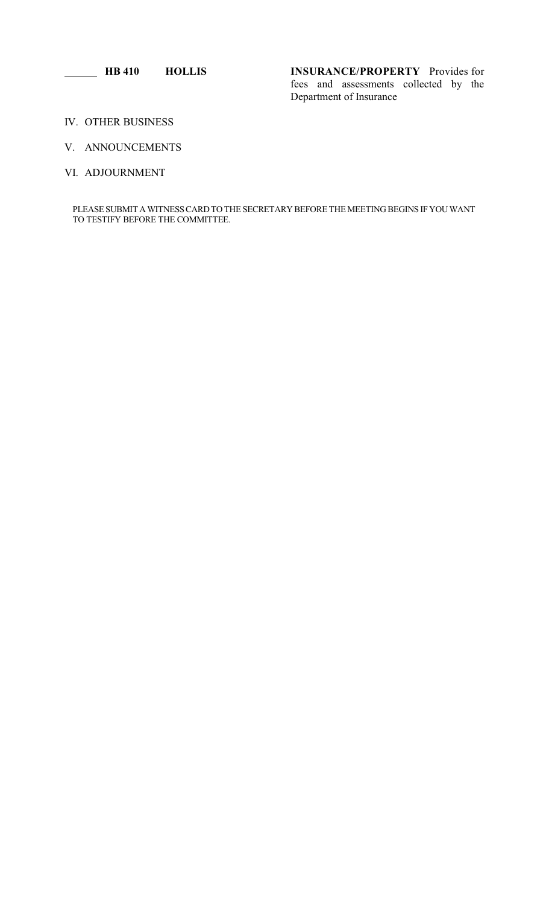______ **HB 410** **HOLLIS** **INSURANCE/PROPERTY** Provides for fees and assessments collected by the Department of Insurance

IV. OTHER BUSINESS

V. ANNOUNCEMENTS

VI. ADJOURNMENT

PLEASE SUBMIT A WITNESS CARD TO THE SECRETARY BEFORE THE MEETING BEGINS IF YOU WANT TO TESTIFY BEFORE THE COMMITTEE.